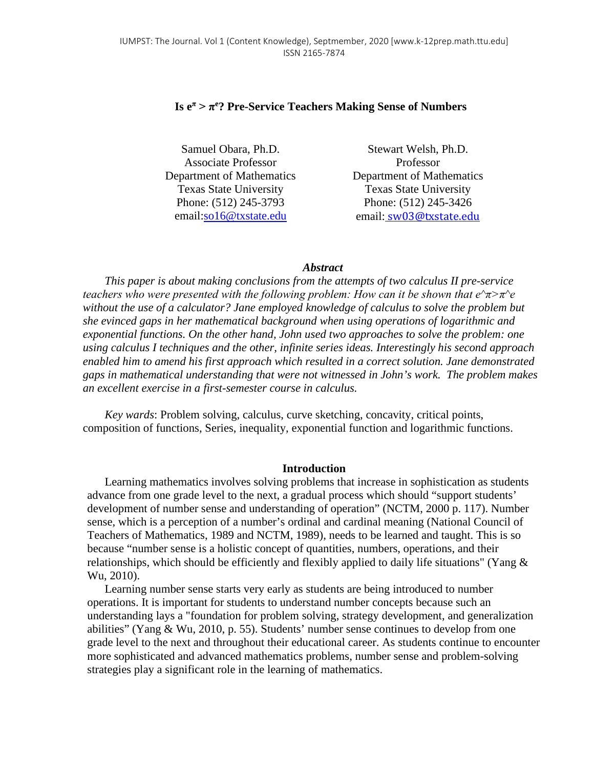# Is $e^{\pi} > \pi^{e}$? Pre-Service Teachers Making Sense of Numbers

Samuel Obara, Ph.D.
Associate Professor
Department of Mathematics
Texas State University
Phone: (512) 245-3793
email:so16@txstate.edu

Stewart Welsh, Ph.D.
Professor
Department of Mathematics
Texas State University
Phone: (512) 245-3426
email: sw03@txstate.edu

### *Abstract*

*This paper is about making conclusions from the attempts of two calculus II pre-service teachers who were presented with the following problem: How can it be shown that e^π>π^e without the use of a calculator? Jane employed knowledge of calculus to solve the problem but she evinced gaps in her mathematical background when using operations of logarithmic and exponential functions. On the other hand, John used two approaches to solve the problem: one using calculus I techniques and the other, infinite series ideas. Interestingly his second approach enabled him to amend his first approach which resulted in a correct solution. Jane demonstrated gaps in mathematical understanding that were not witnessed in John's work. The problem makes an excellent exercise in a first-semester course in calculus.*

*Key wards*: Problem solving, calculus, curve sketching, concavity, critical points, composition of functions, Series, inequality, exponential function and logarithmic functions.

## Introduction

Learning mathematics involves solving problems that increase in sophistication as students advance from one grade level to the next, a gradual process which should "support students' development of number sense and understanding of operation" (NCTM, 2000 p. 117). Number sense, which is a perception of a number's ordinal and cardinal meaning (National Council of Teachers of Mathematics, 1989 and NCTM, 1989), needs to be learned and taught. This is so because "number sense is a holistic concept of quantities, numbers, operations, and their relationships, which should be efficiently and flexibly applied to daily life situations" (Yang & Wu, 2010).

Learning number sense starts very early as students are being introduced to number operations. It is important for students to understand number concepts because such an understanding lays a "foundation for problem solving, strategy development, and generalization abilities" (Yang & Wu, 2010, p. 55). Students' number sense continues to develop from one grade level to the next and throughout their educational career. As students continue to encounter more sophisticated and advanced mathematics problems, number sense and problem-solving strategies play a significant role in the learning of mathematics.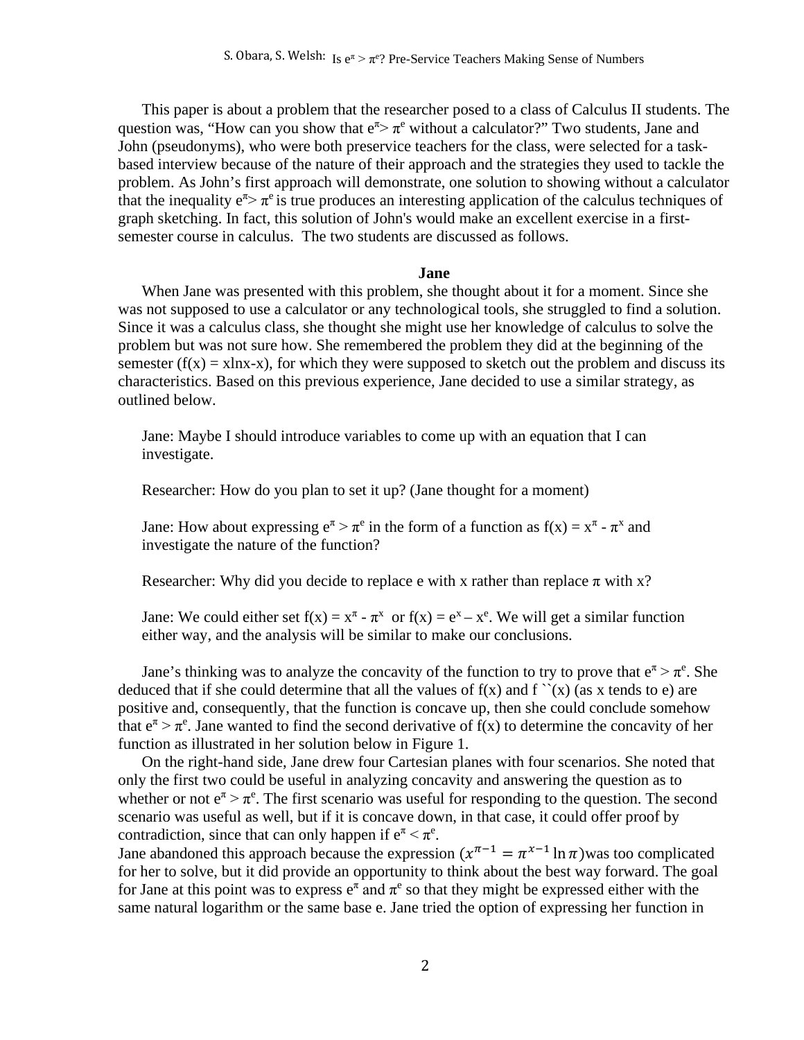This paper is about a problem that the researcher posed to a class of Calculus II students. The question was, "How can you show that $e^{\pi} > \pi^{e}$ without a calculator?" Two students, Jane and John (pseudonyms), who were both preservice teachers for the class, were selected for a task-based interview because of the nature of their approach and the strategies they used to tackle the problem. As John's first approach will demonstrate, one solution to showing without a calculator that the inequality $e^{\pi} > \pi^{e}$ is true produces an interesting application of the calculus techniques of graph sketching. In fact, this solution of John's would make an excellent exercise in a first-semester course in calculus. The two students are discussed as follows.

**Jane**

When Jane was presented with this problem, she thought about it for a moment. Since she was not supposed to use a calculator or any technological tools, she struggled to find a solution. Since it was a calculus class, she thought she might use her knowledge of calculus to solve the problem but was not sure how. She remembered the problem they did at the beginning of the semester ($f(x) = x\ln x - x$), for which they were supposed to sketch out the problem and discuss its characteristics. Based on this previous experience, Jane decided to use a similar strategy, as outlined below.

> Jane: Maybe I should introduce variables to come up with an equation that I can investigate.
>
> Researcher: How do you plan to set it up? (Jane thought for a moment)
>
> Jane: How about expressing $e^{\pi} > \pi^{e}$ in the form of a function as $f(x) = x^{\pi} - \pi^{x}$ and investigate the nature of the function?
>
> Researcher: Why did you decide to replace e with x rather than replace π with x?
>
> Jane: We could either set $f(x) = x^{\pi} - \pi^{x}$ or $f(x) = e^{x} - x^{e}$. We will get a similar function either way, and the analysis will be similar to make our conclusions.

Jane's thinking was to analyze the concavity of the function to try to prove that $e^{\pi} > \pi^{e}$. She deduced that if she could determine that all the values of $f(x)$ and $f''(x)$ (as x tends to e) are positive and, consequently, that the function is concave up, then she could conclude somehow that $e^{\pi} > \pi^{e}$. Jane wanted to find the second derivative of $f(x)$ to determine the concavity of her function as illustrated in her solution below in Figure 1.

On the right-hand side, Jane drew four Cartesian planes with four scenarios. She noted that only the first two could be useful in analyzing concavity and answering the question as to whether or not $e^{\pi} > \pi^{e}$. The first scenario was useful for responding to the question. The second scenario was useful as well, but if it is concave down, in that case, it could offer proof by contradiction, since that can only happen if $e^{\pi} < \pi^{e}$.

Jane abandoned this approach because the expression ($x^{\pi-1} = \pi^{x-1}\ln\pi$)was too complicated for her to solve, but it did provide an opportunity to think about the best way forward. The goal for Jane at this point was to express $e^{\pi}$ and $\pi^{e}$ so that they might be expressed either with the same natural logarithm or the same base e. Jane tried the option of expressing her function in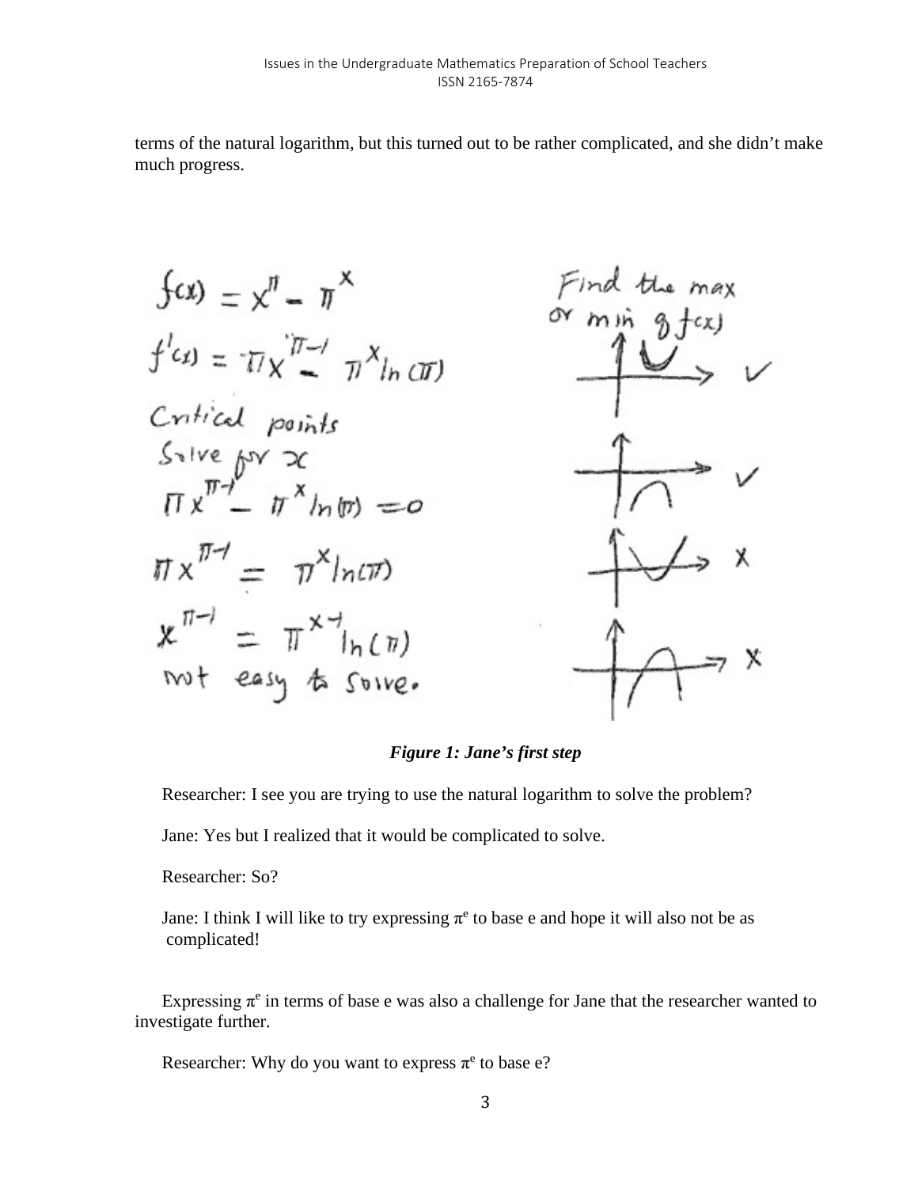terms of the natural logarithm, but this turned out to be rather complicated, and she didn't make much progress.

*Figure 1: Jane's first step*

Researcher: I see you are trying to use the natural logarithm to solve the problem?

Jane: Yes but I realized that it would be complicated to solve.

Researcher: So?

Jane: I think I will like to try expressing $\pi^e$ to base e and hope it will also not be as complicated!

Expressing $\pi^e$ in terms of base e was also a challenge for Jane that the researcher wanted to investigate further.

Researcher: Why do you want to express $\pi^e$ to base e?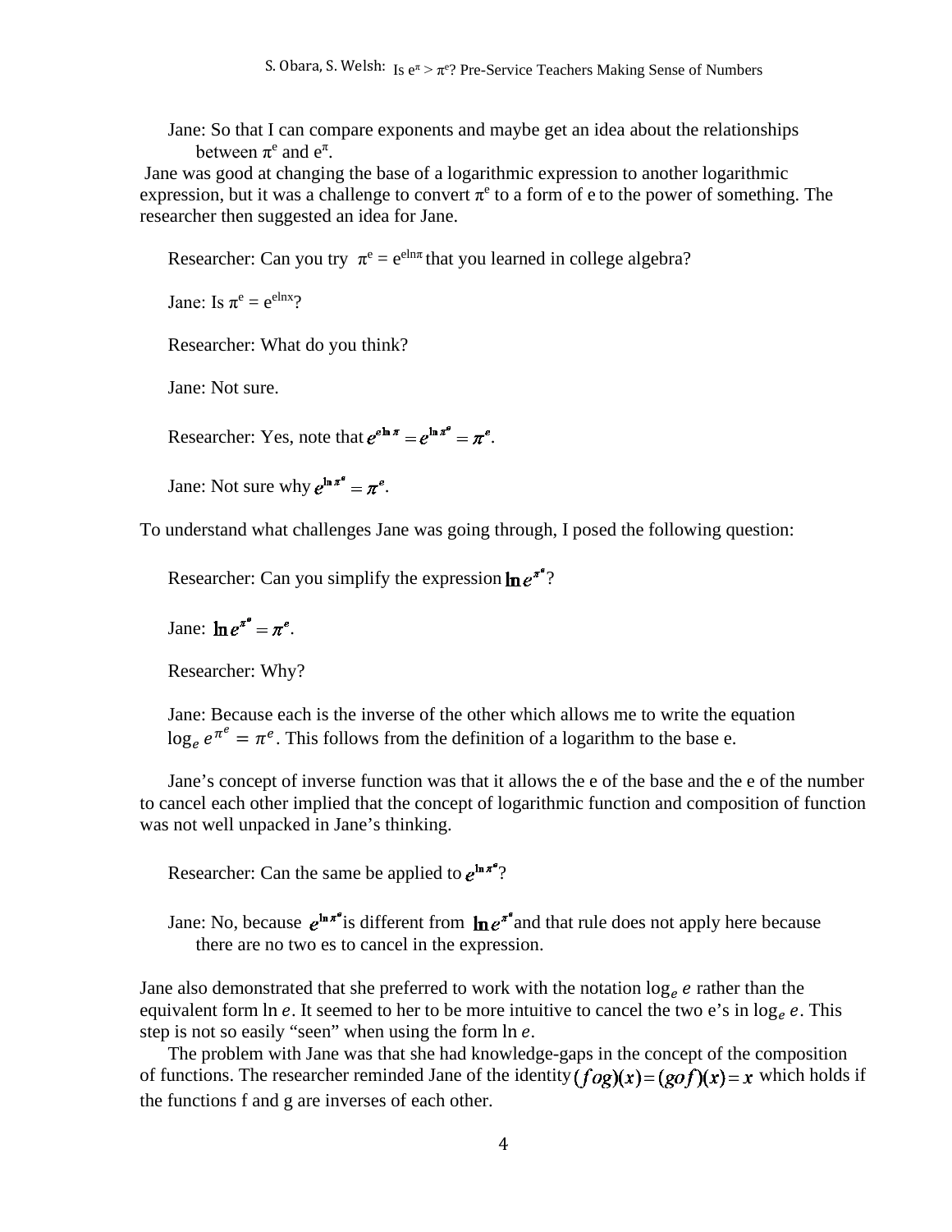Jane: So that I can compare exponents and maybe get an idea about the relationships between $\pi^e$ and $e^\pi$.

Jane was good at changing the base of a logarithmic expression to another logarithmic expression, but it was a challenge to convert $\pi^e$ to a form of e to the power of something. The researcher then suggested an idea for Jane.

Researcher: Can you try $\pi^e = e^{e\ln\pi}$ that you learned in college algebra?

Jane: Is $\pi^e = e^{e\ln x}$?

Researcher: What do you think?

Jane: Not sure.

Researcher: Yes, note that $e^{e\ln\pi} = e^{\ln\pi^e} = \pi^e$.

Jane: Not sure why $e^{\ln\pi^e} = \pi^e$.

To understand what challenges Jane was going through, I posed the following question:

Researcher: Can you simplify the expression $\ln e^{\pi^e}$?

Jane: $\ln e^{\pi^e} = \pi^e$.

Researcher: Why?

Jane: Because each is the inverse of the other which allows me to write the equation $\log_e e^{\pi^e} = \pi^e$. This follows from the definition of a logarithm to the base e.

Jane's concept of inverse function was that it allows the e of the base and the e of the number to cancel each other implied that the concept of logarithmic function and composition of function was not well unpacked in Jane's thinking.

Researcher: Can the same be applied to $e^{\ln\pi^e}$?

Jane: No, because $e^{\ln\pi^e}$ is different from $\ln e^{\pi^e}$ and that rule does not apply here because there are no two es to cancel in the expression.

Jane also demonstrated that she preferred to work with the notation $\log_e e$ rather than the equivalent form $\ln e$. It seemed to her to be more intuitive to cancel the two e's in $\log_e e$. This step is not so easily "seen" when using the form $\ln e$.

The problem with Jane was that she had knowledge-gaps in the concept of the composition of functions. The researcher reminded Jane of the identity $(f o g)(x) = (g o f)(x) = x$ which holds if the functions f and g are inverses of each other.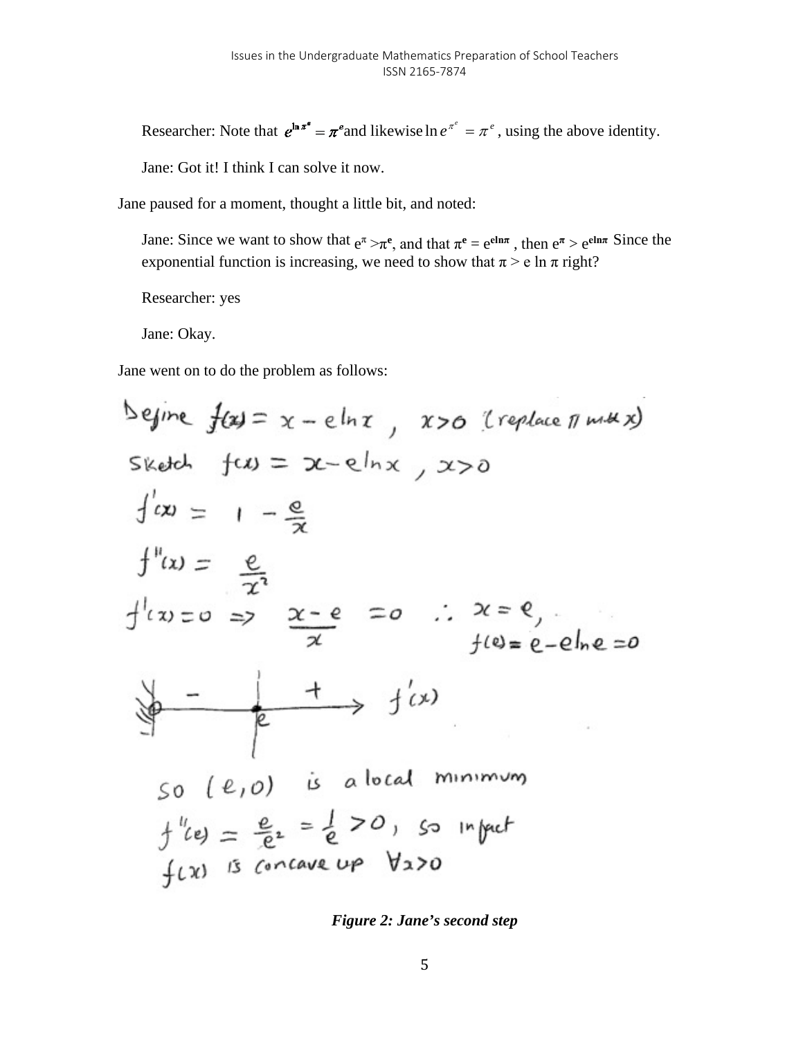Researcher: Note that $e^{\ln \pi^e} = \pi^e$ and likewise $\ln e^{\pi^e} = \pi^e$, using the above identity.

Jane: Got it! I think I can solve it now.

Jane paused for a moment, thought a little bit, and noted:

Jane: Since we want to show that $e^\pi > \pi^e$, and that $\pi^e = e^{e \ln \pi}$, then $e^\pi > e^{e \ln \pi}$ Since the exponential function is increasing, we need to show that $\pi > e \ln \pi$ right?

Researcher: yes

Jane: Okay.

Jane went on to do the problem as follows:

Define $f(x) = x - e\ln x$, $x > 0$ (replace $\pi$ with $x$)

Sketch $f(x) = x - e\ln x$, $x > 0$

$f'(x) = 1 - \frac{e}{x}$

$f''(x) = \frac{e}{x^2}$

$f'(x) = 0 \Rightarrow \frac{x - e}{x} = 0 \quad \therefore x = e,$

$f(e) = e - e\ln e = 0$

$f'(x)$: $-$ on $(0, e)$, $+$ on $(e, \infty)$

so $(e, 0)$ is a local minimum

$f''(e) = \frac{e}{e^2} = \frac{1}{e} > 0$, so in fact $f(x)$ is concave up $\forall x > 0$

*Figure 2: Jane's second step*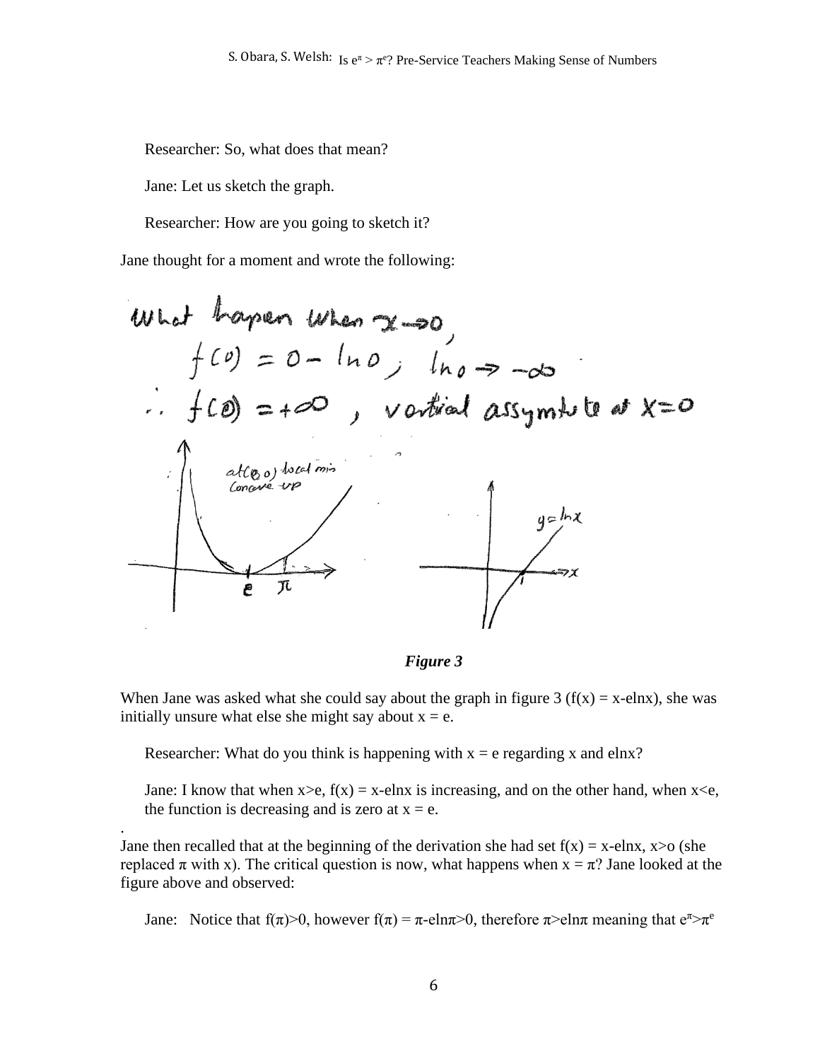Researcher: So, what does that mean?

Jane: Let us sketch the graph.

Researcher: How are you going to sketch it?

Jane thought for a moment and wrote the following:

***Figure 3***

When Jane was asked what she could say about the graph in figure 3 ($f(x) = x - e\ln x$), she was initially unsure what else she might say about $x = e$.

Researcher: What do you think is happening with $x = e$ regarding $x$ and $e\ln x$?

Jane: I know that when $x>e$, $f(x) = x - e\ln x$ is increasing, and on the other hand, when $x<e$, the function is decreasing and is zero at $x = e$.

.

Jane then recalled that at the beginning of the derivation she had set $f(x) = x - e\ln x$, $x>o$ (she replaced $\pi$ with $x$). The critical question is now, what happens when $x = \pi$? Jane looked at the figure above and observed:

Jane: Notice that $f(\pi)>0$, however $f(\pi) = \pi - e\ln\pi>0$, therefore $\pi>e\ln\pi$ meaning that $e^{\pi}>\pi^{e}$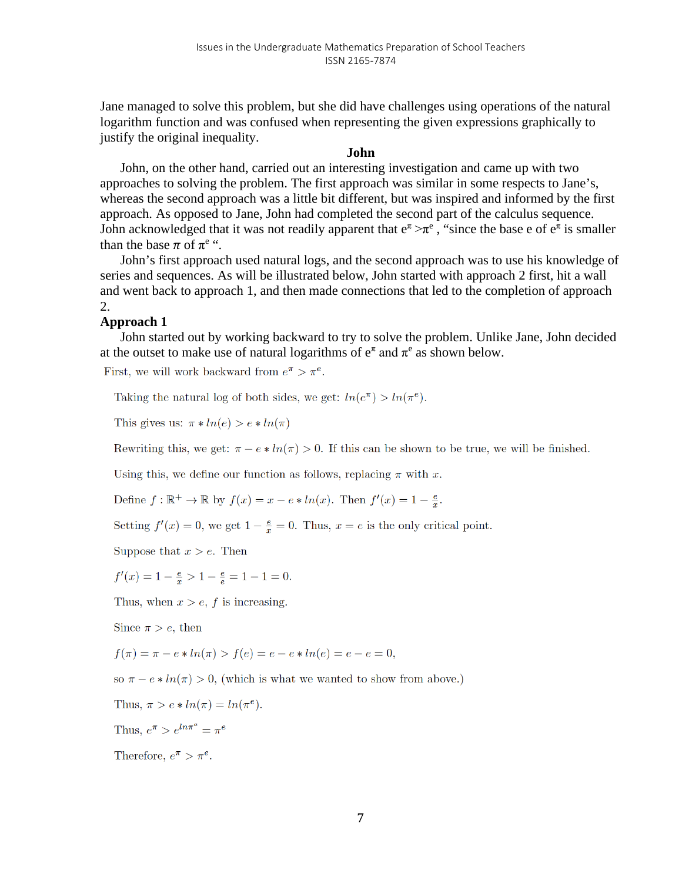Jane managed to solve this problem, but she did have challenges using operations of the natural logarithm function and was confused when representing the given expressions graphically to justify the original inequality.

### John

John, on the other hand, carried out an interesting investigation and came up with two approaches to solving the problem. The first approach was similar in some respects to Jane's, whereas the second approach was a little bit different, but was inspired and informed by the first approach. As opposed to Jane, John had completed the second part of the calculus sequence. John acknowledged that it was not readily apparent that $e^{\pi} > \pi^{e}$, "since the base e of $e^{\pi}$ is smaller than the base $\pi$ of $\pi^{e}$ ".

John's first approach used natural logs, and the second approach was to use his knowledge of series and sequences. As will be illustrated below, John started with approach 2 first, hit a wall and went back to approach 1, and then made connections that led to the completion of approach 2.

**Approach 1**

John started out by working backward to try to solve the problem. Unlike Jane, John decided at the outset to make use of natural logarithms of $e^{\pi}$ and $\pi^{e}$ as shown below.

First, we will work backward from $e^{\pi} > \pi^{e}$.

Taking the natural log of both sides, we get: $ln(e^{\pi}) > ln(\pi^{e})$.

This gives us: $\pi * ln(e) > e * ln(\pi)$

Rewriting this, we get: $\pi - e * ln(\pi) > 0$. If this can be shown to be true, we will be finished.

Using this, we define our function as follows, replacing $\pi$ with $x$.

Define $f : \mathbb{R}^{+} \to \mathbb{R}$ by $f(x) = x - e * ln(x)$. Then $f'(x) = 1 - \frac{e}{x}$.

Setting $f'(x) = 0$, we get $1 - \frac{e}{x} = 0$. Thus, $x = e$ is the only critical point.

Suppose that $x > e$. Then

$f'(x) = 1 - \frac{e}{x} > 1 - \frac{e}{e} = 1 - 1 = 0.$

Thus, when $x > e$, $f$ is increasing.

Since $\pi > e$, then

$f(\pi) = \pi - e * ln(\pi) > f(e) = e - e * ln(e) = e - e = 0,$

so $\pi - e * ln(\pi) > 0$, (which is what we wanted to show from above.)

Thus, $\pi > e * ln(\pi) = ln(\pi^{e})$.

Thus, $e^{\pi} > e^{ln\pi^{e}} = \pi^{e}$

Therefore, $e^{\pi} > \pi^{e}$.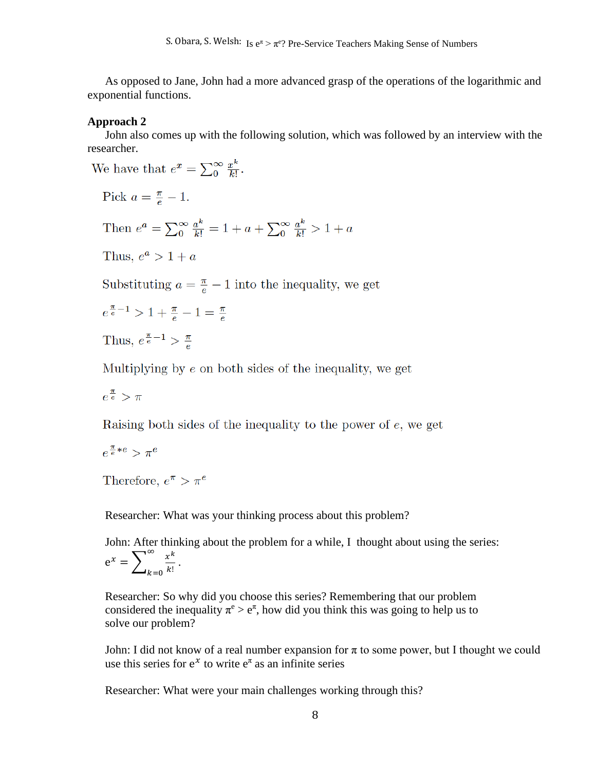As opposed to Jane, John had a more advanced grasp of the operations of the logarithmic and exponential functions.

**Approach 2**

John also comes up with the following solution, which was followed by an interview with the researcher.

We have that $e^x = \sum_0^\infty \frac{x^k}{k!}$.

Pick $a = \frac{\pi}{e} - 1$.

Then $e^a = \sum_0^\infty \frac{a^k}{k!} = 1 + a + \sum_0^\infty \frac{a^k}{k!} > 1 + a$

Thus, $e^a > 1 + a$

Substituting $a = \frac{\pi}{e} - 1$ into the inequality, we get

$e^{\frac{\pi}{e}-1} > 1 + \frac{\pi}{e} - 1 = \frac{\pi}{e}$

Thus, $e^{\frac{\pi}{e}-1} > \frac{\pi}{e}$

Multiplying by $e$ on both sides of the inequality, we get

$e^{\frac{\pi}{e}} > \pi$

Raising both sides of the inequality to the power of $e$, we get

$e^{\frac{\pi}{e}*e} > \pi^e$

Therefore, $e^\pi > \pi^e$

Researcher: What was your thinking process about this problem?

John: After thinking about the problem for a while, I thought about using the series: $e^x = \sum_{k=0}^{\infty} \frac{x^k}{k!}$.

Researcher: So why did you choose this series? Remembering that our problem considered the inequality $\pi^e > e^\pi$, how did you think this was going to help us to solve our problem?

John: I did not know of a real number expansion for $\pi$ to some power, but I thought we could use this series for $e^x$ to write $e^\pi$ as an infinite series

Researcher: What were your main challenges working through this?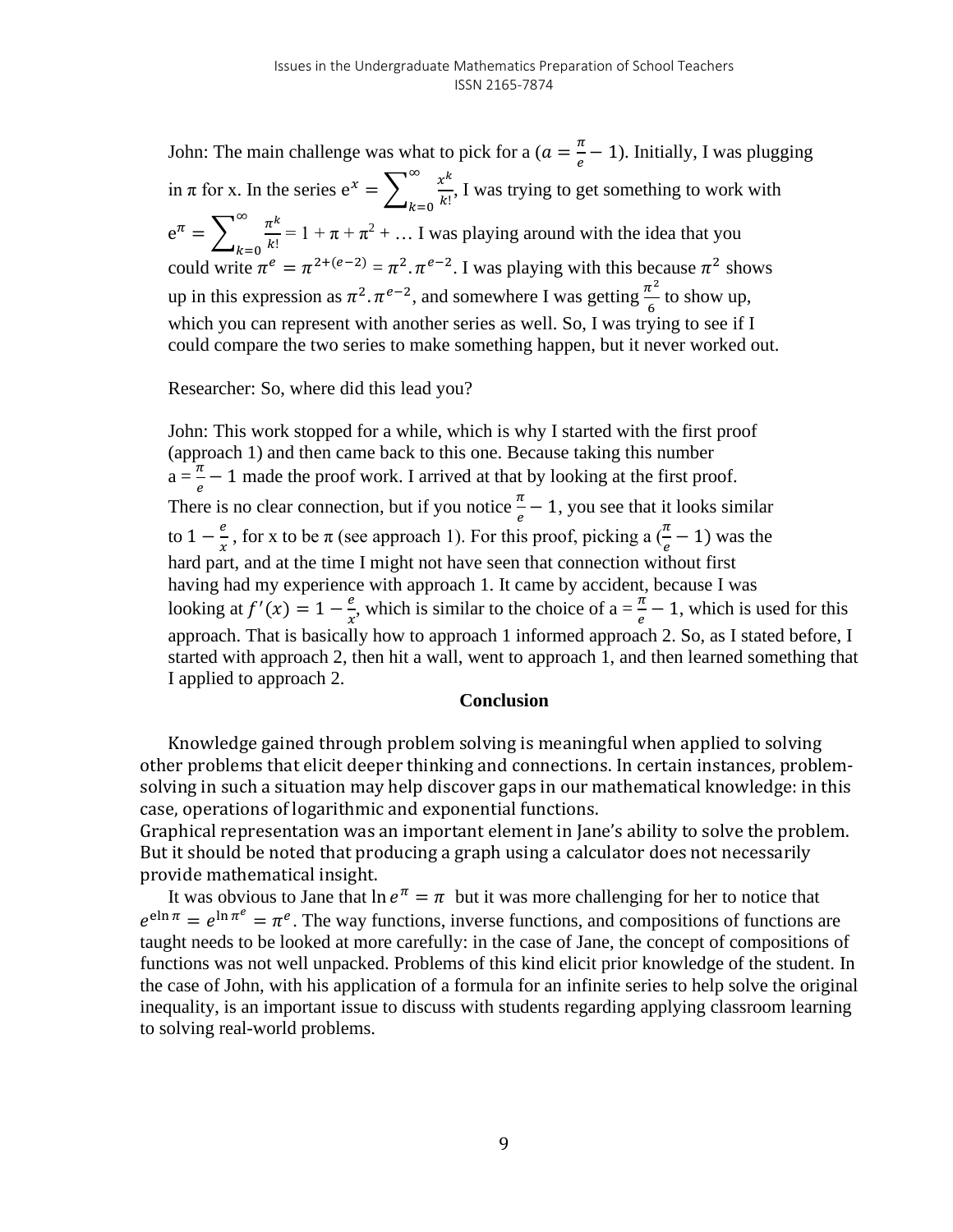John: The main challenge was what to pick for a ($a = \frac{\pi}{e} - 1$). Initially, I was plugging in π for x. In the series $e^x = \sum_{k=0}^{\infty} \frac{x^k}{k!}$, I was trying to get something to work with $e^{\pi} = \sum_{k=0}^{\infty} \frac{\pi^k}{k!} = 1 + \pi + \pi^2 + \ldots$ I was playing around with the idea that you could write $\pi^e = \pi^{2+(e-2)} = \pi^2 . \pi^{e-2}$. I was playing with this because $\pi^2$ shows up in this expression as $\pi^2 . \pi^{e-2}$, and somewhere I was getting $\frac{\pi^2}{6}$ to show up, which you can represent with another series as well. So, I was trying to see if I could compare the two series to make something happen, but it never worked out.

Researcher: So, where did this lead you?

John: This work stopped for a while, which is why I started with the first proof (approach 1) and then came back to this one. Because taking this number $a = \frac{\pi}{e} - 1$ made the proof work. I arrived at that by looking at the first proof. There is no clear connection, but if you notice $\frac{\pi}{e} - 1$, you see that it looks similar to $1 - \frac{e}{x}$, for x to be π (see approach 1). For this proof, picking a ($\frac{\pi}{e} - 1$) was the hard part, and at the time I might not have seen that connection without first having had my experience with approach 1. It came by accident, because I was looking at $f'(x) = 1 - \frac{e}{x}$, which is similar to the choice of $a = \frac{\pi}{e} - 1$, which is used for this approach. That is basically how to approach 1 informed approach 2. So, as I stated before, I started with approach 2, then hit a wall, went to approach 1, and then learned something that I applied to approach 2.

## Conclusion

Knowledge gained through problem solving is meaningful when applied to solving other problems that elicit deeper thinking and connections. In certain instances, problem-solving in such a situation may help discover gaps in our mathematical knowledge: in this case, operations of logarithmic and exponential functions.
Graphical representation was an important element in Jane's ability to solve the problem. But it should be noted that producing a graph using a calculator does not necessarily provide mathematical insight.

It was obvious to Jane that $\ln e^{\pi} = \pi$ but it was more challenging for her to notice that $e^{e \ln \pi} = e^{\ln \pi^e} = \pi^e$. The way functions, inverse functions, and compositions of functions are taught needs to be looked at more carefully: in the case of Jane, the concept of compositions of functions was not well unpacked. Problems of this kind elicit prior knowledge of the student. In the case of John, with his application of a formula for an infinite series to help solve the original inequality, is an important issue to discuss with students regarding applying classroom learning to solving real-world problems.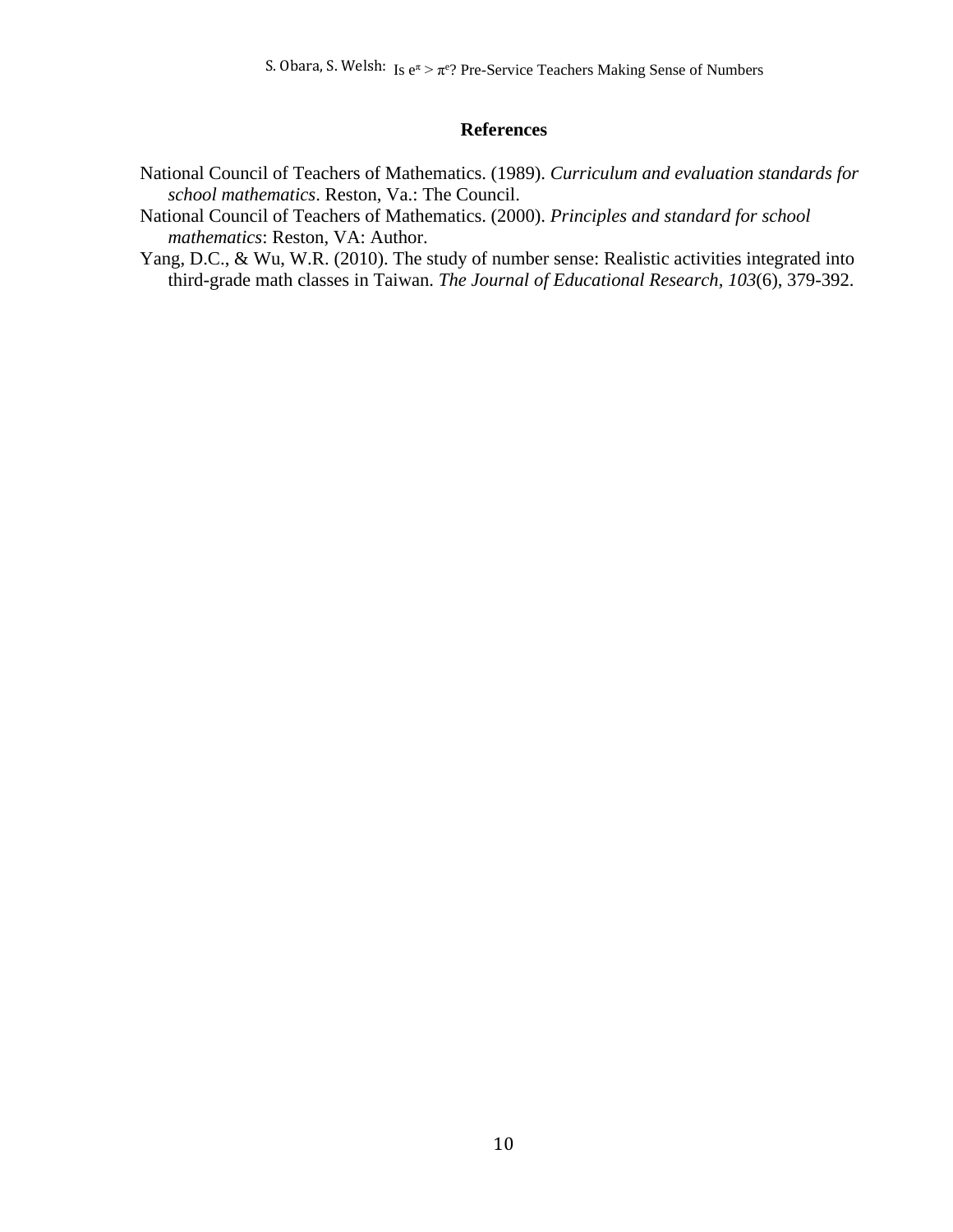## References

National Council of Teachers of Mathematics. (1989). *Curriculum and evaluation standards for school mathematics*. Reston, Va.: The Council.

National Council of Teachers of Mathematics. (2000). *Principles and standard for school mathematics*: Reston, VA: Author.

Yang, D.C., & Wu, W.R. (2010). The study of number sense: Realistic activities integrated into third-grade math classes in Taiwan. *The Journal of Educational Research, 103*(6), 379-392.